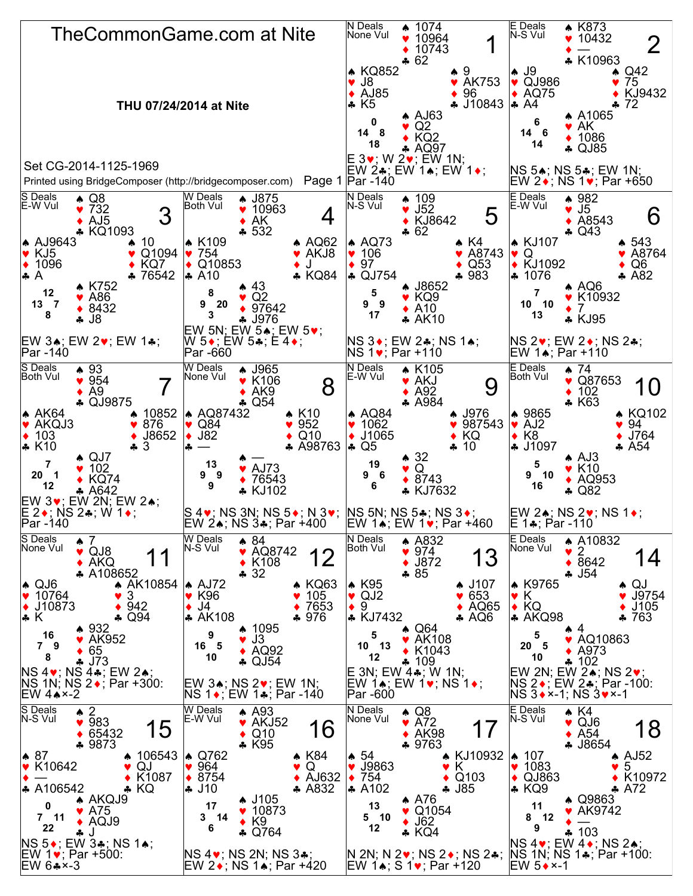# TheCommonGame.com at Nite

**THU 07/24/2014 at Nite**

Set CG-2014-1125-1969

Printed using BridgeComposer (http://bridgecomposer.com) Page 1

## Board 1

N Deals, None Vul

North: ♠ 1074 ♥ 10964 ♦ 10743 ♣ 62

West: ♠ KQ852 ♥ J8 ♦ AJ85 ♣ K5

East: ♠ 9 ♥ AK753 ♦ 96 ♣ J10843

South: ♠ AJ63 ♥ Q2 ♦ KQ2 ♣ AQ97

HCP: N 0, W 14, E 8, S 18

E 3♥; W 2♥; EW 1N; EW 2♣; EW 1♠; EW 1♦; Par -140

## Board 2

E Deals, N-S Vul

North: ♠ K873 ♥ 10432 ♦ — ♣ K10963

West: ♠ J9 ♥ QJ986 ♦ AQ75 ♣ A4

East: ♠ Q42 ♥ 75 ♦ KJ9432 ♣ 72

South: ♠ A1065 ♥ AK ♦ 1086 ♣ QJ85

HCP: N 6, W 14, E 6, S 14

NS 5♠; NS 5♣; EW 1N; EW 2♦; NS 1♥; Par +650

## Board 3

S Deals, E-W Vul

North: ♠ Q8 ♥ 732 ♦ AJ5 ♣ KQ1093

West: ♠ AJ9643 ♥ KJ5 ♦ 1096 ♣ A

East: ♠ 10 ♥ Q1094 ♦ KQ7 ♣ 76542

South: ♠ K752 ♥ A86 ♦ 8432 ♣ J8

HCP: N 12, W 13, E 7, S 8

EW 3♠; EW 2♥; EW 1♣; Par -140

## Board 4

W Deals, Both Vul

North: ♠ J875 ♥ 10963 ♦ AK ♣ 532

West: ♠ K109 ♥ 754 ♦ Q10853 ♣ A10

East: ♠ AQ62 ♥ AKJ8 ♦ J ♣ KQ84

South: ♠ 43 ♥ Q2 ♦ 97642 ♣ J976

HCP: N 8, W 9, E 20, S 3

EW 5N; EW 5♠; EW 5♥; W 5♦; EW 5♣; E 4♦; Par -660

## Board 5

N Deals, N-S Vul

North: ♠ 109 ♥ J52 ♦ KJ8642 ♣ 62

West: ♠ AQ73 ♥ 106 ♦ 97 ♣ QJ754

East: ♠ K4 ♥ A8743 ♦ Q53 ♣ 983

South: ♠ J8652 ♥ KQ9 ♦ A10 ♣ AK10

HCP: N 5, W 9, E 9, S 17

NS 3♦; EW 2♣; NS 1♠; NS 1♥; Par +110

## Board 6

E Deals, E-W Vul

North: ♠ 982 ♥ J5 ♦ A8543 ♣ Q43

West: ♠ KJ107 ♥ Q ♦ KJ1092 ♣ 1076

East: ♠ 543 ♥ A8764 ♦ Q6 ♣ A82

South: ♠ AQ6 ♥ K10932 ♦ 7 ♣ KJ95

HCP: N 7, W 10, E 10, S 13

NS 2♥; EW 2♦; NS 2♣; EW 1♠; Par +110

## Board 7

S Deals, Both Vul

North: ♠ 93 ♥ 954 ♦ A9 ♣ QJ9875

West: ♠ AK64 ♥ AKQJ3 ♦ 103 ♣ K10

East: ♠ 10852 ♥ 876 ♦ J8652 ♣ 3

South: ♠ QJ7 ♥ 102 ♦ KQ74 ♣ A642

HCP: N 7, W 20, E 1, S 12

EW 3♥; EW 2N; EW 2♠; E 2♦; NS 2♣; W 1♦; Par -140

## Board 8

W Deals, None Vul

North: ♠ J965 ♥ K106 ♦ AK9 ♣ Q54

West: ♠ AQ87432 ♥ Q84 ♦ J82 ♣ —

East: ♠ K10 ♥ 952 ♦ Q10 ♣ A98763

South: ♠ — ♥ AJ73 ♦ 76543 ♣ KJ102

HCP: N 13, W 9, E 9, S 9

S 4♥; NS 3N; NS 5♦; N 3♥; EW 2♠; NS 3♣; Par +400

## Board 9

N Deals, E-W Vul

North: ♠ K105 ♥ AKJ ♦ A92 ♣ A984

West: ♠ AQ84 ♥ 1062 ♦ J1065 ♣ Q5

East: ♠ J976 ♥ 987543 ♦ KQ ♣ 10

South: ♠ 32 ♥ Q ♦ 8743 ♣ KJ7632

HCP: N 19, W 9, E 6, S 6

NS 5N; NS 5♣; NS 3♦; EW 1♠; EW 1♥; Par +460

## Board 10

E Deals, Both Vul

North: ♠ 74 ♥ Q87653 ♦ 102 ♣ K63

West: ♠ 9865 ♥ AJ2 ♦ K8 ♣ J1097

East: ♠ KQ102 ♥ 94 ♦ J764 ♣ A54

South: ♠ AJ3 ♥ K10 ♦ AQ953 ♣ Q82

HCP: N 5, W 9, E 10, S 16

EW 2♠; NS 2♥; NS 1♦; E 1♣; Par -110

## Board 11

S Deals, None Vul

North: ♠ 7 ♥ QJ8 ♦ AKQ ♣ A108652

West: ♠ QJ6 ♥ 10764 ♦ J10873 ♣ K

East: ♠ AK10854 ♥ 3 ♦ 942 ♣ Q94

South: ♠ 932 ♥ AK952 ♦ 65 ♣ J73

HCP: N 16, W 7, E 9, S 8

NS 4♥; NS 4♣; EW 2♠; NS 1N; NS 2♦; Par +300: EW 4♠×-2

## Board 12

W Deals, N-S Vul

North: ♠ 84 ♥ AQ8742 ♦ K108 ♣ 32

West: ♠ AJ72 ♥ K96 ♦ J4 ♣ AK108

East: ♠ KQ63 ♥ 105 ♦ 7653 ♣ 976

South: ♠ 1095 ♥ J3 ♦ AQ92 ♣ QJ54

HCP: N 9, W 16, E 5, S 10

EW 3♠; NS 2♥; EW 1N; NS 1♦; EW 1♣; Par -140

## Board 13

N Deals, Both Vul

North: ♠ A832 ♥ 974 ♦ J872 ♣ 85

West: ♠ K95 ♥ QJ2 ♦ 9 ♣ KJ7432

East: ♠ J107 ♥ 653 ♦ AQ65 ♣ AQ6

South: ♠ Q64 ♥ AK108 ♦ K1043 ♣ 109

HCP: N 5, W 10, E 13, S 12

E 3N; EW 4♣; W 1N; EW 1♠; EW 1♥; NS 1♦; Par -600

## Board 14

E Deals, None Vul

North: ♠ A10832 ♥ 2 ♦ 8642 ♣ J54

West: ♠ K9765 ♥ K ♦ KQ ♣ AKQ98

East: ♠ QJ ♥ J9754 ♦ J105 ♣ 763

South: ♠ 4 ♥ AQ10863 ♦ A973 ♣ 102

HCP: N 5, W 20, E 5, S 10

EW 2N; EW 2♠; NS 2♥; NS 2♦; EW 2♣; Par -100: NS 3♦×-1; NS 3♥×-1

## Board 15

S Deals, N-S Vul

North: ♠ 2 ♥ 983 ♦ 65432 ♣ 9873

West: ♠ 87 ♥ K10642 ♦ — ♣ A106542

East: ♠ 106543 ♥ QJ ♦ K1087 ♣ KQ

South: ♠ AKQJ9 ♥ A75 ♦ AQJ9 ♣ J

HCP: N 0, W 7, E 11, S 22

NS 5♦; EW 3♣; NS 1♠; EW 1♥; Par +500: EW 6♣×-3

## Board 16

W Deals, E-W Vul

North: ♠ A93 ♥ AKJ52 ♦ Q10 ♣ K95

West: ♠ Q762 ♥ 964 ♦ 8754 ♣ J10

East: ♠ K84 ♥ Q ♦ AJ632 ♣ A832

South: ♠ J105 ♥ 10873 ♦ K9 ♣ Q764

HCP: N 17, W 3, E 14, S 6

NS 4♥; NS 2N; NS 3♣; EW 2♦; NS 1♠; Par +420

## Board 17

N Deals, None Vul

North: ♠ Q8 ♥ A72 ♦ AK98 ♣ 9763

West: ♠ 54 ♥ J9863 ♦ 754 ♣ A102

East: ♠ KJ10932 ♥ K ♦ Q103 ♣ J85

South: ♠ A76 ♥ Q1054 ♦ J62 ♣ KQ4

HCP: N 13, W 5, E 10, S 12

N 2N; N 2♥; NS 2♦; NS 2♣; EW 1♠; S 1♥; Par +120

## Board 18

E Deals, N-S Vul

North: ♠ K4 ♥ QJ6 ♦ A54 ♣ J8654

West: ♠ 107 ♥ 1083 ♦ QJ863 ♣ KQ9

East: ♠ AJ52 ♥ 5 ♦ K10972 ♣ A72

South: ♠ Q9863 ♥ AK9742 ♦ — ♣ 103

HCP: N 11, W 8, E 12, S 9

NS 4♥; EW 4♦; NS 2♠; NS 1N; NS 1♣; Par +100: EW 5♦×-1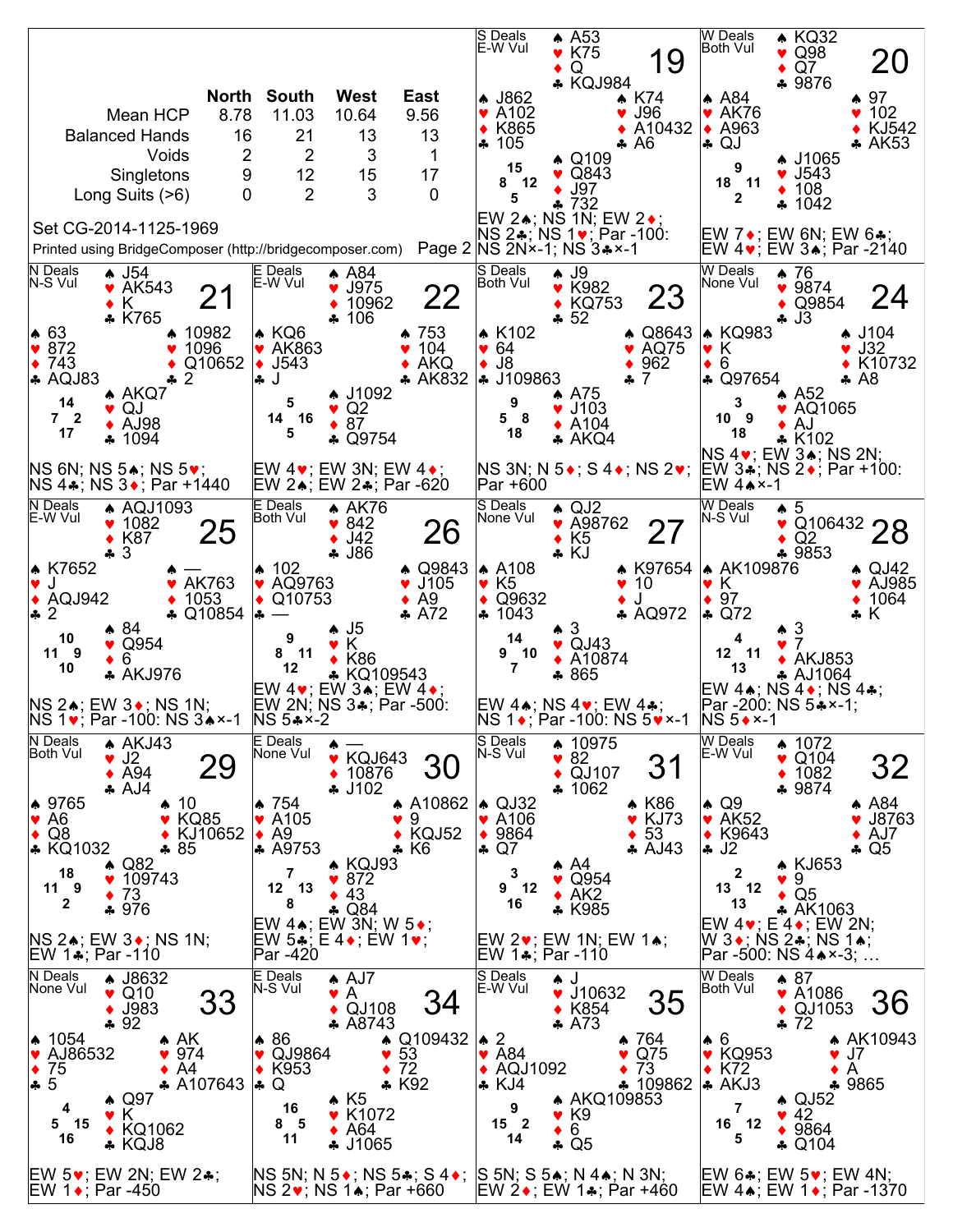| | North | South | West | East |
|---|---|---|---|---|
| Mean HCP | 8.78 | 11.03 | 10.64 | 9.56 |
| Balanced Hands | 16 | 21 | 13 | 13 |
| Voids | 2 | 2 | 3 | 1 |
| Singletons | 9 | 12 | 15 | 17 |
| Long Suits (>6) | 0 | 2 | 3 | 0 |

Set CG-2014-1125-1969

Printed using BridgeComposer (http://bridgecomposer.com)

## Board 19
S Deals, E-W Vul

North: ♠ A53 ♥ K75 ♦ Q ♣ KQJ984

West: ♠ J862 ♥ A102 ♦ K865 ♣ 105

East: ♠ K74 ♥ J96 ♦ A10432 ♣ A6

South: ♠ Q109 ♥ Q843 ♦ J97 ♣ 732

HCP: N 15, W 8, E 12, S 5

EW 2♠; NS 1N; EW 2♦; NS 2♣; NS 1♥; Par -100: NS 2N×-1; NS 3♣×-1

## Board 20
W Deals, Both Vul

North: ♠ KQ32 ♥ Q98 ♦ Q7 ♣ 9876

West: ♠ A84 ♥ AK76 ♦ A963 ♣ QJ

East: ♠ 97 ♥ 102 ♦ KJ542 ♣ AK53

South: ♠ J1065 ♥ J543 ♦ 108 ♣ 1042

HCP: N 9, W 18, E 11, S 2

EW 7♦; EW 6N; EW 6♣; EW 4♥; EW 3♠; Par -2140

## Board 21
N Deals, N-S Vul

North: ♠ J54 ♥ AK543 ♦ K ♣ K765

West: ♠ 63 ♥ 872 ♦ 743 ♣ AQJ83

East: ♠ 10982 ♥ 1096 ♦ Q10652 ♣ 2

South: ♠ AKQ7 ♥ QJ ♦ AJ98 ♣ 1094

HCP: N 14, W 7, E 2, S 17

NS 6N; NS 5♠; NS 5♥; NS 4♣; NS 3♦; Par +1440

## Board 22
E Deals, E-W Vul

North: ♠ A84 ♥ J975 ♦ 10962 ♣ 106

West: ♠ KQ6 ♥ AK863 ♦ J543 ♣ J

East: ♠ 753 ♥ 104 ♦ AKQ ♣ AK832

South: ♠ J1092 ♥ Q2 ♦ 87 ♣ Q9754

HCP: N 5, W 14, E 16, S 5

EW 4♥; EW 3N; EW 4♦; EW 2♠; EW 2♣; Par -620

## Board 23
S Deals, Both Vul

North: ♠ J9 ♥ K982 ♦ KQ753 ♣ 52

West: ♠ K102 ♥ 64 ♦ J8 ♣ J109863

East: ♠ Q8643 ♥ AQ75 ♦ 962 ♣ 7

South: ♠ A75 ♥ J103 ♦ A104 ♣ AKQ4

HCP: N 9, W 5, E 8, S 18

NS 3N; N 5♦; S 4♦; NS 2♥; Par +600

## Board 24
W Deals, None Vul

North: ♠ 76 ♥ 9874 ♦ Q9854 ♣ J3

West: ♠ KQ983 ♥ K ♦ 6 ♣ Q97654

East: ♠ J104 ♥ J32 ♦ K10732 ♣ A8

South: ♠ A52 ♥ AQ1065 ♦ AJ ♣ K102

HCP: N 3, W 10, E 9, S 18

NS 4♥; EW 3♠; NS 2N; EW 3♣; NS 2♦; Par +100: EW 4♠×-1

## Board 25
N Deals, E-W Vul

North: ♠ AQJ1093 ♥ 1082 ♦ K87 ♣ 3

West: ♠ K7652 ♥ J ♦ AQJ942 ♣ 2

East: ♠ — ♥ AK763 ♦ 1053 ♣ Q10854

South: ♠ 84 ♥ Q954 ♦ 6 ♣ AKJ976

HCP: N 10, W 11, E 9, S 10

NS 2♠; EW 3♦; NS 1N; NS 1♥; Par -100: NS 3♠×-1

## Board 26
E Deals, Both Vul

North: ♠ AK76 ♥ 842 ♦ J42 ♣ J86

West: ♠ 102 ♥ AQ9763 ♦ Q10753 ♣ —

East: ♠ Q9843 ♥ J105 ♦ A9 ♣ A72

South: ♠ J5 ♥ K ♦ K86 ♣ KQ109543

HCP: N 9, W 8, E 11, S 12

EW 4♥; EW 3♠; EW 4♦; EW 2N; NS 3♣; Par -500: NS 5♣×-2

## Board 27
S Deals, None Vul

North: ♠ QJ2 ♥ A98762 ♦ K5 ♣ KJ

West: ♠ A108 ♥ K5 ♦ Q9632 ♣ 1043

East: ♠ K97654 ♥ 10 ♦ J ♣ AQ972

South: ♠ 3 ♥ QJ43 ♦ A10874 ♣ 865

HCP: N 14, W 9, E 10, S 7

EW 4♠; NS 4♥; EW 4♣; NS 1♦; Par -100: NS 5♥×-1

## Board 28
W Deals, N-S Vul

North: ♠ 5 ♥ Q106432 ♦ Q2 ♣ 9853

West: ♠ AK109876 ♥ K ♦ 97 ♣ Q72

East: ♠ QJ42 ♥ AJ985 ♦ 1064 ♣ K

South: ♠ 3 ♥ 7 ♦ AKJ853 ♣ AJ1064

HCP: N 4, W 12, E 11, S 13

EW 4♠; NS 4♦; NS 4♣; Par -200: NS 5♣×-1; NS 5♦×-1

## Board 29
N Deals, Both Vul

North: ♠ AKJ43 ♥ J2 ♦ A94 ♣ AJ4

West: ♠ 9765 ♥ A6 ♦ Q8 ♣ KQ1032

East: ♠ 10 ♥ KQ85 ♦ KJ10652 ♣ 85

South: ♠ Q82 ♥ 109743 ♦ 73 ♣ 976

HCP: N 18, W 11, E 9, S 2

NS 2♠; EW 3♦; NS 1N; EW 1♣; Par -110

## Board 30
E Deals, None Vul

North: ♠ — ♥ KQJ643 ♦ 10876 ♣ J102

West: ♠ 754 ♥ A105 ♦ A9 ♣ A9753

East: ♠ A10862 ♥ 9 ♦ KQJ52 ♣ K6

South: ♠ KQJ93 ♥ 872 ♦ 43 ♣ Q84

HCP: N 7, W 12, E 13, S 8

EW 4♠; EW 3N; W 5♦; EW 5♣; E 4♦; EW 1♥; Par -420

## Board 31
S Deals, N-S Vul

North: ♠ 10975 ♥ 82 ♦ QJ107 ♣ 1062

West: ♠ QJ32 ♥ A106 ♦ 9864 ♣ Q7

East: ♠ K86 ♥ KJ73 ♦ 53 ♣ AJ43

South: ♠ A4 ♥ Q954 ♦ AK2 ♣ K985

HCP: N 3, W 9, E 12, S 16

EW 2♥; EW 1N; EW 1♠; EW 1♣; Par -110

## Board 32
W Deals, E-W Vul

North: ♠ 1072 ♥ Q104 ♦ 1082 ♣ 9874

West: ♠ Q9 ♥ AK52 ♦ K9643 ♣ J2

East: ♠ A84 ♥ J8763 ♦ AJ7 ♣ Q5

South: ♠ KJ653 ♥ 9 ♦ Q5 ♣ AK1063

HCP: N 2, W 13, E 12, S 13

EW 4♥; E 4♦; EW 2N; W 3♦; NS 2♣; NS 1♠; Par -500: NS 4♠×-3; …

## Board 33
N Deals, None Vul

North: ♠ J8632 ♥ Q10 ♦ J983 ♣ 92

West: ♠ 1054 ♥ AJ86532 ♦ 75 ♣ 5

East: ♠ AK ♥ 974 ♦ A4 ♣ A107643

South: ♠ Q97 ♥ K ♦ KQ1062 ♣ KQJ8

HCP: N 4, W 5, E 15, S 16

EW 5♥; EW 2N; EW 2♣; EW 1♦; Par -450

## Board 34
E Deals, N-S Vul

North: ♠ AJ7 ♥ A ♦ QJ108 ♣ A8743

West: ♠ 86 ♥ QJ9864 ♦ K953 ♣ Q

East: ♠ Q109432 ♥ 53 ♦ 72 ♣ K92

South: ♠ K5 ♥ K1072 ♦ A64 ♣ J1065

HCP: N 16, W 8, E 5, S 11

NS 5N; N 5♦; NS 5♣; S 4♦; NS 2♥; NS 1♠; Par +660

## Board 35
S Deals, E-W Vul

North: ♠ J ♥ J10632 ♦ K854 ♣ A73

West: ♠ 2 ♥ A84 ♦ AQJ1092 ♣ KJ4

East: ♠ 764 ♥ Q75 ♦ 73 ♣ 109862

South: ♠ AKQ109853 ♥ K9 ♦ 6 ♣ Q5

HCP: N 9, W 15, E 2, S 14

S 5N; S 5♠; N 4♠; N 3N; EW 2♦; EW 1♣; Par +460

## Board 36
W Deals, Both Vul

North: ♠ 87 ♥ A1086 ♦ QJ1053 ♣ 72

West: ♠ 6 ♥ KQ953 ♦ K72 ♣ AKJ3

East: ♠ AK10943 ♥ J7 ♦ A ♣ 9865

South: ♠ QJ52 ♥ 42 ♦ 9864 ♣ Q104

HCP: N 7, W 16, E 12, S 5

EW 6♣; EW 5♥; EW 4N; EW 4♠; EW 1♦; Par -1370